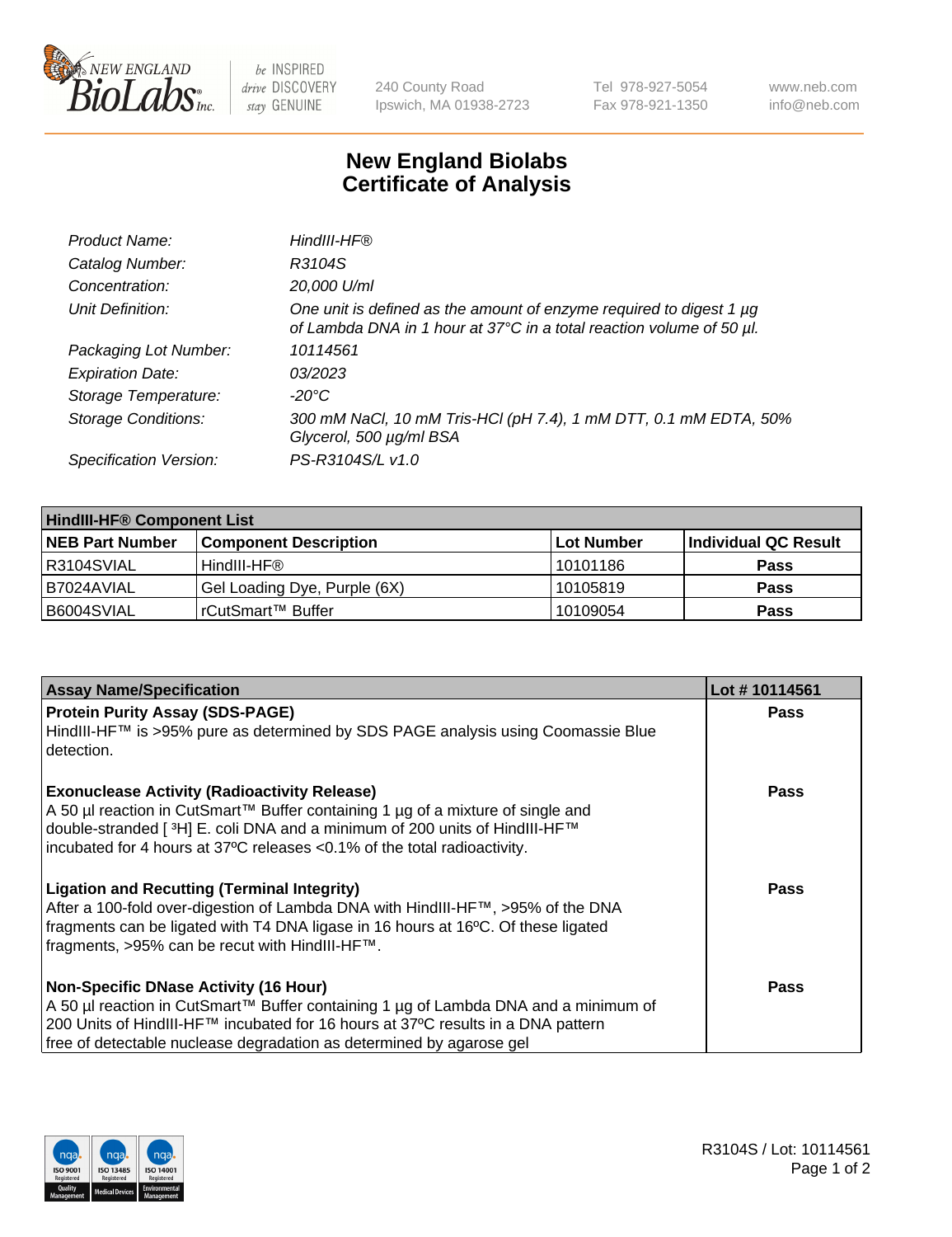New England BioLabs Inc. — be INSPIRED drive DISCOVERY stay GENUINE

240 County Road
Ipswich, MA 01938-2723

Tel 978-927-5054
Fax 978-921-1350

www.neb.com
info@neb.com

# New England Biolabs
# Certificate of Analysis

| | |
|---|---|
| *Product Name:* | *HindIII-HF®* |
| *Catalog Number:* | *R3104S* |
| *Concentration:* | *20,000 U/ml* |
| *Unit Definition:* | *One unit is defined as the amount of enzyme required to digest 1 µg of Lambda DNA in 1 hour at 37°C in a total reaction volume of 50 µl.* |
| *Packaging Lot Number:* | *10114561* |
| *Expiration Date:* | *03/2023* |
| *Storage Temperature:* | *-20°C* |
| *Storage Conditions:* | *300 mM NaCl, 10 mM Tris-HCl (pH 7.4), 1 mM DTT, 0.1 mM EDTA, 50% Glycerol, 500 µg/ml BSA* |
| *Specification Version:* | *PS-R3104S/L v1.0* |

| **HindIII-HF® Component List** | | | |
|---|---|---|---|
| **NEB Part Number** | **Component Description** | **Lot Number** | **Individual QC Result** |
| R3104SVIAL | HindIII-HF® | 10101186 | **Pass** |
| B7024AVIAL | Gel Loading Dye, Purple (6X) | 10105819 | **Pass** |
| B6004SVIAL | rCutSmart™ Buffer | 10109054 | **Pass** |

| **Assay Name/Specification** | **Lot # 10114561** |
|---|---|
| **Protein Purity Assay (SDS-PAGE)**<br>HindIII-HF™ is >95% pure as determined by SDS PAGE analysis using Coomassie Blue detection. | **Pass** |
| **Exonuclease Activity (Radioactivity Release)**<br>A 50 µl reaction in CutSmart™ Buffer containing 1 µg of a mixture of single and double-stranded [ $^{3}$H] E. coli DNA and a minimum of 200 units of HindIII-HF™ incubated for 4 hours at 37ºC releases <0.1% of the total radioactivity. | **Pass** |
| **Ligation and Recutting (Terminal Integrity)**<br>After a 100-fold over-digestion of Lambda DNA with HindIII-HF™, >95% of the DNA fragments can be ligated with T4 DNA ligase in 16 hours at 16ºC. Of these ligated fragments, >95% can be recut with HindIII-HF™. | **Pass** |
| **Non-Specific DNase Activity (16 Hour)**<br>A 50 µl reaction in CutSmart™ Buffer containing 1 µg of Lambda DNA and a minimum of 200 Units of HindIII-HF™ incubated for 16 hours at 37ºC results in a DNA pattern free of detectable nuclease degradation as determined by agarose gel | **Pass** |

R3104S / Lot: 10114561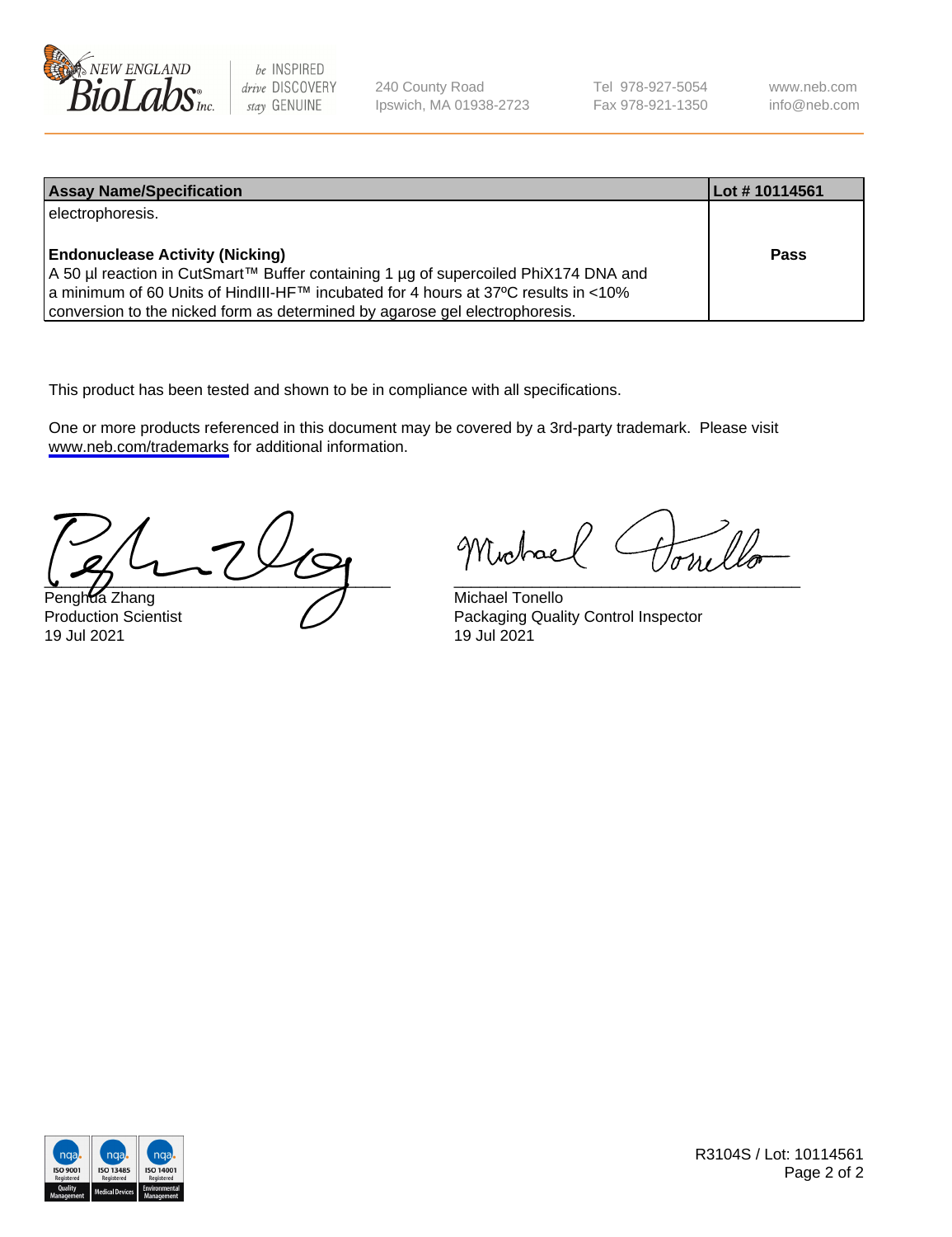| Assay Name/Specification | Lot # 10114561 |
| --- | --- |
| electrophoresis. | |
| **Endonuclease Activity (Nicking)**<br>A 50 µl reaction in CutSmart™ Buffer containing 1 µg of supercoiled PhiX174 DNA and a minimum of 60 Units of HindIII-HF™ incubated for 4 hours at 37ºC results in <10% conversion to the nicked form as determined by agarose gel electrophoresis. | **Pass** |

This product has been tested and shown to be in compliance with all specifications.

One or more products referenced in this document may be covered by a 3rd-party trademark. Please visit www.neb.com/trademarks for additional information.

Penghua Zhang
Production Scientist
19 Jul 2021

Michael Tonello
Packaging Quality Control Inspector
19 Jul 2021

R3104S / Lot: 10114561